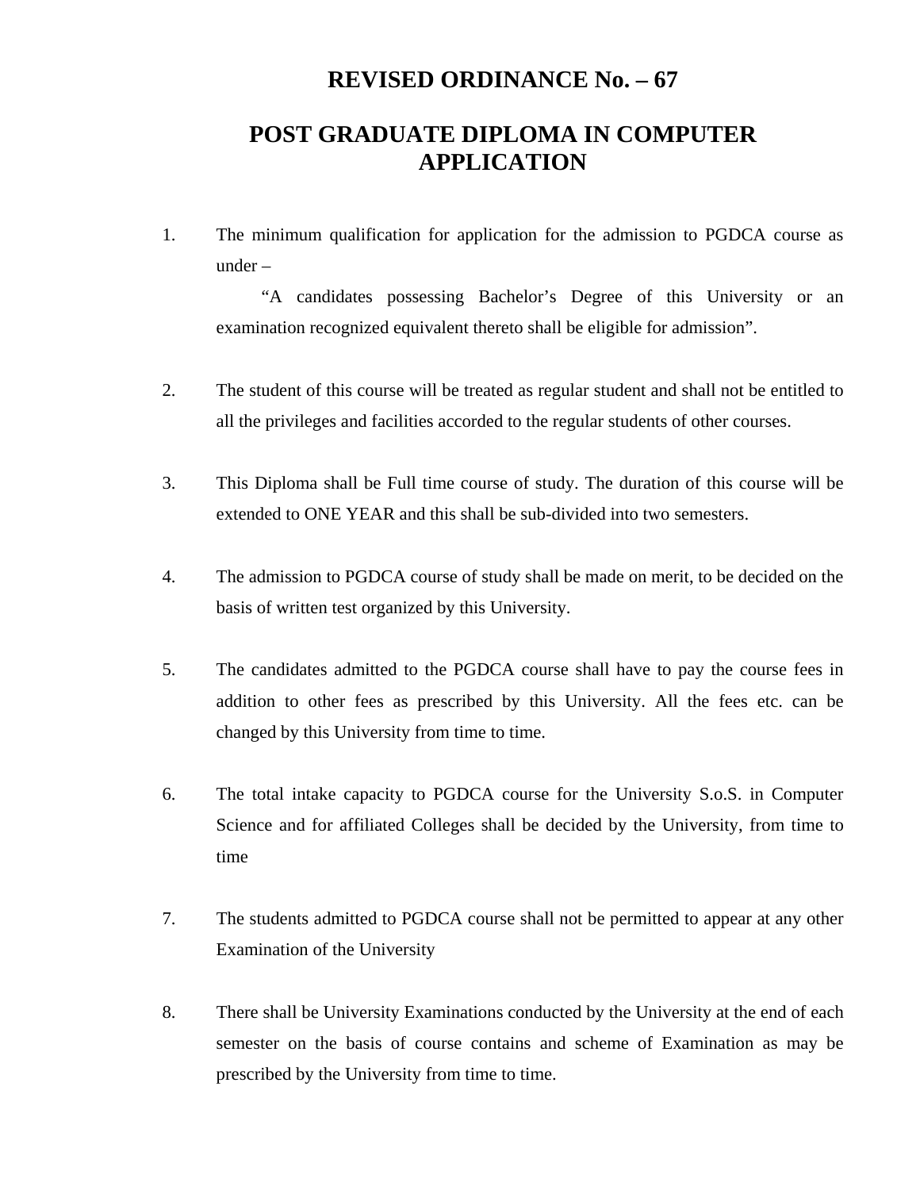# REVISED ORDINANCE No. – 67

# POST GRADUATE DIPLOMA IN COMPUTER APPLICATION

1. The minimum qualification for application for the admission to PGDCA course as under –

   "A candidates possessing Bachelor's Degree of this University or an examination recognized equivalent thereto shall be eligible for admission".

2. The student of this course will be treated as regular student and shall not be entitled to all the privileges and facilities accorded to the regular students of other courses.

3. This Diploma shall be Full time course of study. The duration of this course will be extended to ONE YEAR and this shall be sub-divided into two semesters.

4. The admission to PGDCA course of study shall be made on merit, to be decided on the basis of written test organized by this University.

5. The candidates admitted to the PGDCA course shall have to pay the course fees in addition to other fees as prescribed by this University. All the fees etc. can be changed by this University from time to time.

6. The total intake capacity to PGDCA course for the University S.o.S. in Computer Science and for affiliated Colleges shall be decided by the University, from time to time

7. The students admitted to PGDCA course shall not be permitted to appear at any other Examination of the University

8. There shall be University Examinations conducted by the University at the end of each semester on the basis of course contains and scheme of Examination as may be prescribed by the University from time to time.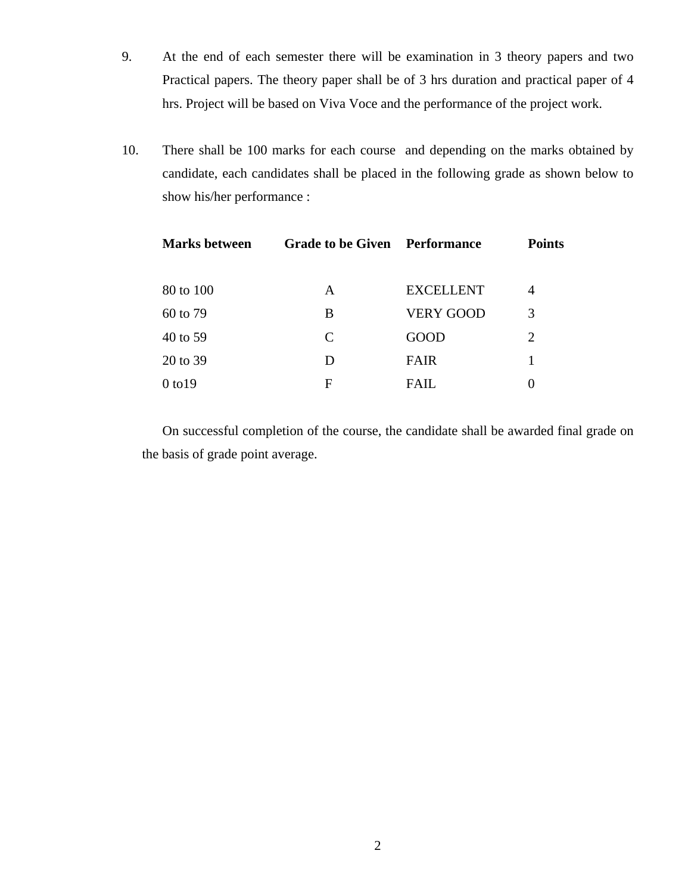9. At the end of each semester there will be examination in 3 theory papers and two Practical papers. The theory paper shall be of 3 hrs duration and practical paper of 4 hrs. Project will be based on Viva Voce and the performance of the project work.

10. There shall be 100 marks for each course and depending on the marks obtained by candidate, each candidates shall be placed in the following grade as shown below to show his/her performance :

| **Marks between** | **Grade to be Given** | **Performance** | **Points** |
|---|---|---|---|
| 80 to 100 | A | EXCELLENT | 4 |
| 60 to 79 | B | VERY GOOD | 3 |
| 40 to 59 | C | GOOD | 2 |
| 20 to 39 | D | FAIR | 1 |
| 0 to19 | F | FAIL | 0 |

On successful completion of the course, the candidate shall be awarded final grade on the basis of grade point average.